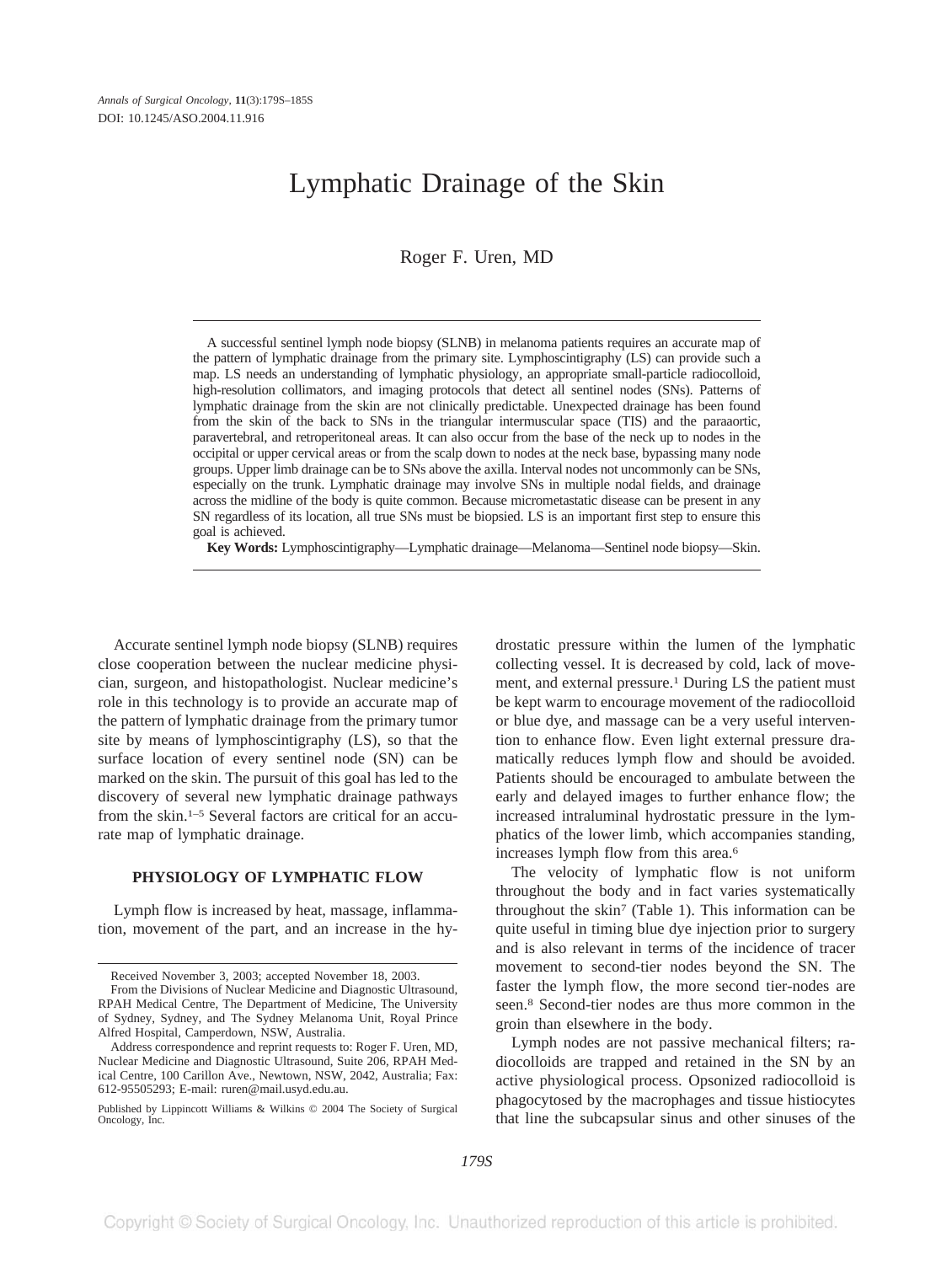# Lymphatic Drainage of the Skin

Roger F. Uren, MD

A successful sentinel lymph node biopsy (SLNB) in melanoma patients requires an accurate map of the pattern of lymphatic drainage from the primary site. Lymphoscintigraphy (LS) can provide such a map. LS needs an understanding of lymphatic physiology, an appropriate small-particle radiocolloid, high-resolution collimators, and imaging protocols that detect all sentinel nodes (SNs). Patterns of lymphatic drainage from the skin are not clinically predictable. Unexpected drainage has been found from the skin of the back to SNs in the triangular intermuscular space (TIS) and the paraaortic, paravertebral, and retroperitoneal areas. It can also occur from the base of the neck up to nodes in the occipital or upper cervical areas or from the scalp down to nodes at the neck base, bypassing many node groups. Upper limb drainage can be to SNs above the axilla. Interval nodes not uncommonly can be SNs, especially on the trunk. Lymphatic drainage may involve SNs in multiple nodal fields, and drainage across the midline of the body is quite common. Because micrometastatic disease can be present in any SN regardless of its location, all true SNs must be biopsied. LS is an important first step to ensure this goal is achieved.

**Key Words:** Lymphoscintigraphy—Lymphatic drainage—Melanoma—Sentinel node biopsy—Skin.

Accurate sentinel lymph node biopsy (SLNB) requires close cooperation between the nuclear medicine physician, surgeon, and histopathologist. Nuclear medicine's role in this technology is to provide an accurate map of the pattern of lymphatic drainage from the primary tumor site by means of lymphoscintigraphy (LS), so that the surface location of every sentinel node (SN) can be marked on the skin. The pursuit of this goal has led to the discovery of several new lymphatic drainage pathways from the skin.[1–5] Several factors are critical for an accurate map of lymphatic drainage.

## PHYSIOLOGY OF LYMPHATIC FLOW

Lymph flow is increased by heat, massage, inflammation, movement of the part, and an increase in the hydrostatic pressure within the lumen of the lymphatic collecting vessel. It is decreased by cold, lack of movement, and external pressure.[1] During LS the patient must be kept warm to encourage movement of the radiocolloid or blue dye, and massage can be a very useful intervention to enhance flow. Even light external pressure dramatically reduces lymph flow and should be avoided. Patients should be encouraged to ambulate between the early and delayed images to further enhance flow; the increased intraluminal hydrostatic pressure in the lymphatics of the lower limb, which accompanies standing, increases lymph flow from this area.[6]

The velocity of lymphatic flow is not uniform throughout the body and in fact varies systematically throughout the skin[7] (Table 1). This information can be quite useful in timing blue dye injection prior to surgery and is also relevant in terms of the incidence of tracer movement to second-tier nodes beyond the SN. The faster the lymph flow, the more second tier-nodes are seen.[8] Second-tier nodes are thus more common in the groin than elsewhere in the body.

Lymph nodes are not passive mechanical filters; radiocolloids are trapped and retained in the SN by an active physiological process. Opsonized radiocolloid is phagocytosed by the macrophages and tissue histiocytes that line the subcapsular sinus and other sinuses of the

Received November 3, 2003; accepted November 18, 2003.

From the Divisions of Nuclear Medicine and Diagnostic Ultrasound, RPAH Medical Centre, The Department of Medicine, The University of Sydney, Sydney, and The Sydney Melanoma Unit, Royal Prince Alfred Hospital, Camperdown, NSW, Australia.

Address correspondence and reprint requests to: Roger F. Uren, MD, Nuclear Medicine and Diagnostic Ultrasound, Suite 206, RPAH Medical Centre, 100 Carillon Ave., Newtown, NSW, 2042, Australia; Fax: 612-95505293; E-mail: ruren@mail.usyd.edu.au.

Published by Lippincott Williams & Wilkins © 2004 The Society of Surgical Oncology, Inc.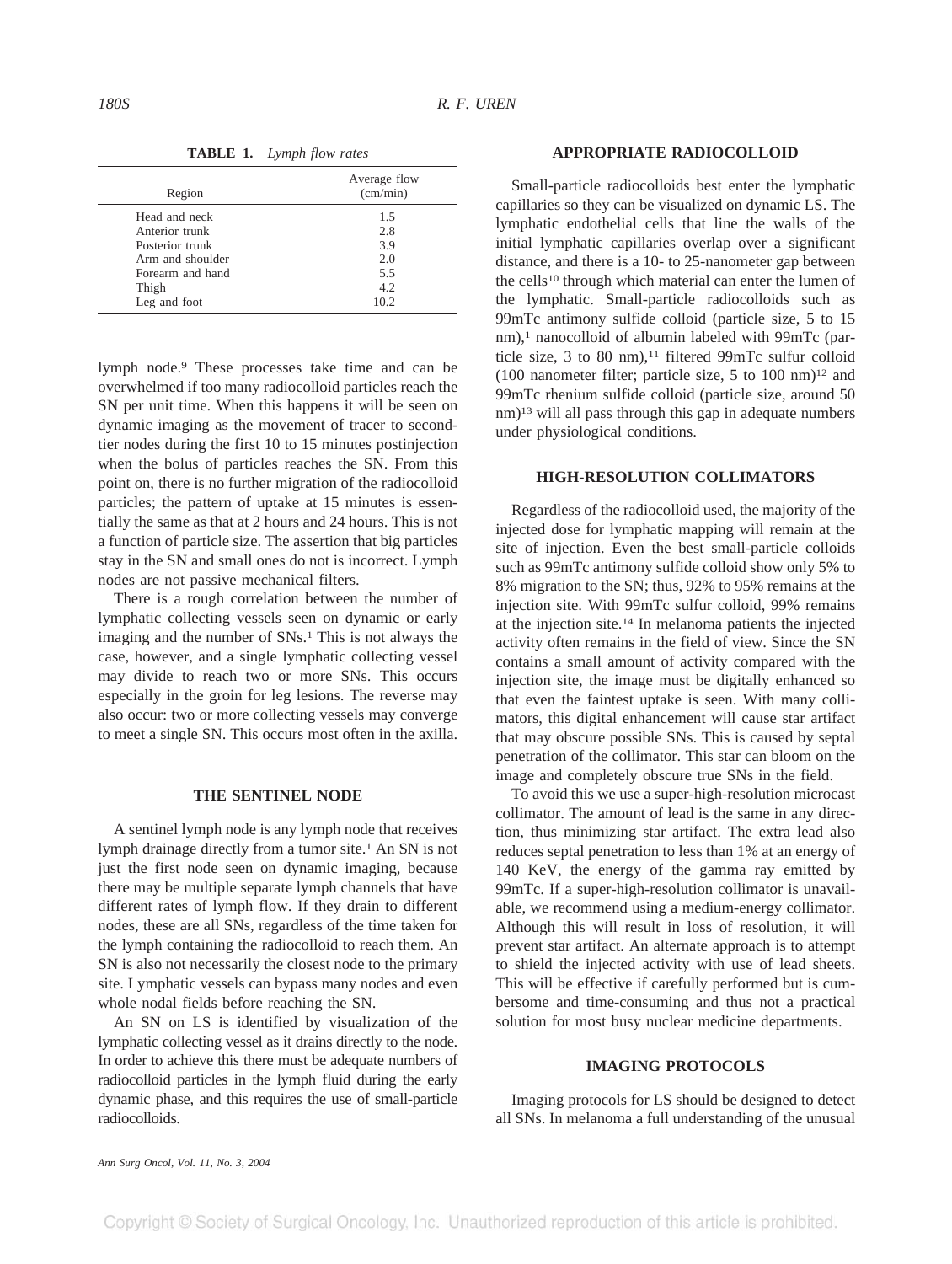**TABLE 1.** *Lymph flow rates*

| Region | Average flow (cm/min) |
| --- | --- |
| Head and neck | 1.5 |
| Anterior trunk | 2.8 |
| Posterior trunk | 3.9 |
| Arm and shoulder | 2.0 |
| Forearm and hand | 5.5 |
| Thigh | 4.2 |
| Leg and foot | 10.2 |

lymph node.[9] These processes take time and can be overwhelmed if too many radiocolloid particles reach the SN per unit time. When this happens it will be seen on dynamic imaging as the movement of tracer to second-tier nodes during the first 10 to 15 minutes postinjection when the bolus of particles reaches the SN. From this point on, there is no further migration of the radiocolloid particles; the pattern of uptake at 15 minutes is essentially the same as that at 2 hours and 24 hours. This is not a function of particle size. The assertion that big particles stay in the SN and small ones do not is incorrect. Lymph nodes are not passive mechanical filters.

There is a rough correlation between the number of lymphatic collecting vessels seen on dynamic or early imaging and the number of SNs.[1] This is not always the case, however, and a single lymphatic collecting vessel may divide to reach two or more SNs. This occurs especially in the groin for leg lesions. The reverse may also occur: two or more collecting vessels may converge to meet a single SN. This occurs most often in the axilla.

## THE SENTINEL NODE

A sentinel lymph node is any lymph node that receives lymph drainage directly from a tumor site.[1] An SN is not just the first node seen on dynamic imaging, because there may be multiple separate lymph channels that have different rates of lymph flow. If they drain to different nodes, these are all SNs, regardless of the time taken for the lymph containing the radiocolloid to reach them. An SN is also not necessarily the closest node to the primary site. Lymphatic vessels can bypass many nodes and even whole nodal fields before reaching the SN.

An SN on LS is identified by visualization of the lymphatic collecting vessel as it drains directly to the node. In order to achieve this there must be adequate numbers of radiocolloid particles in the lymph fluid during the early dynamic phase, and this requires the use of small-particle radiocolloids.

## APPROPRIATE RADIOCOLLOID

Small-particle radiocolloids best enter the lymphatic capillaries so they can be visualized on dynamic LS. The lymphatic endothelial cells that line the walls of the initial lymphatic capillaries overlap over a significant distance, and there is a 10- to 25-nanometer gap between the cells[10] through which material can enter the lumen of the lymphatic. Small-particle radiocolloids such as 99mTc antimony sulfide colloid (particle size, 5 to 15 nm),[1] nanocolloid of albumin labeled with 99mTc (particle size, 3 to 80 nm),[11] filtered 99mTc sulfur colloid (100 nanometer filter; particle size, 5 to 100 nm)[12] and 99mTc rhenium sulfide colloid (particle size, around 50 nm)[13] will all pass through this gap in adequate numbers under physiological conditions.

## HIGH-RESOLUTION COLLIMATORS

Regardless of the radiocolloid used, the majority of the injected dose for lymphatic mapping will remain at the site of injection. Even the best small-particle colloids such as 99mTc antimony sulfide colloid show only 5% to 8% migration to the SN; thus, 92% to 95% remains at the injection site. With 99mTc sulfur colloid, 99% remains at the injection site.[14] In melanoma patients the injected activity often remains in the field of view. Since the SN contains a small amount of activity compared with the injection site, the image must be digitally enhanced so that even the faintest uptake is seen. With many collimators, this digital enhancement will cause star artifact that may obscure possible SNs. This is caused by septal penetration of the collimator. This star can bloom on the image and completely obscure true SNs in the field.

To avoid this we use a super-high-resolution microcast collimator. The amount of lead is the same in any direction, thus minimizing star artifact. The extra lead also reduces septal penetration to less than 1% at an energy of 140 KeV, the energy of the gamma ray emitted by 99mTc. If a super-high-resolution collimator is unavailable, we recommend using a medium-energy collimator. Although this will result in loss of resolution, it will prevent star artifact. An alternate approach is to attempt to shield the injected activity with use of lead sheets. This will be effective if carefully performed but is cumbersome and time-consuming and thus not a practical solution for most busy nuclear medicine departments.

## IMAGING PROTOCOLS

Imaging protocols for LS should be designed to detect all SNs. In melanoma a full understanding of the unusual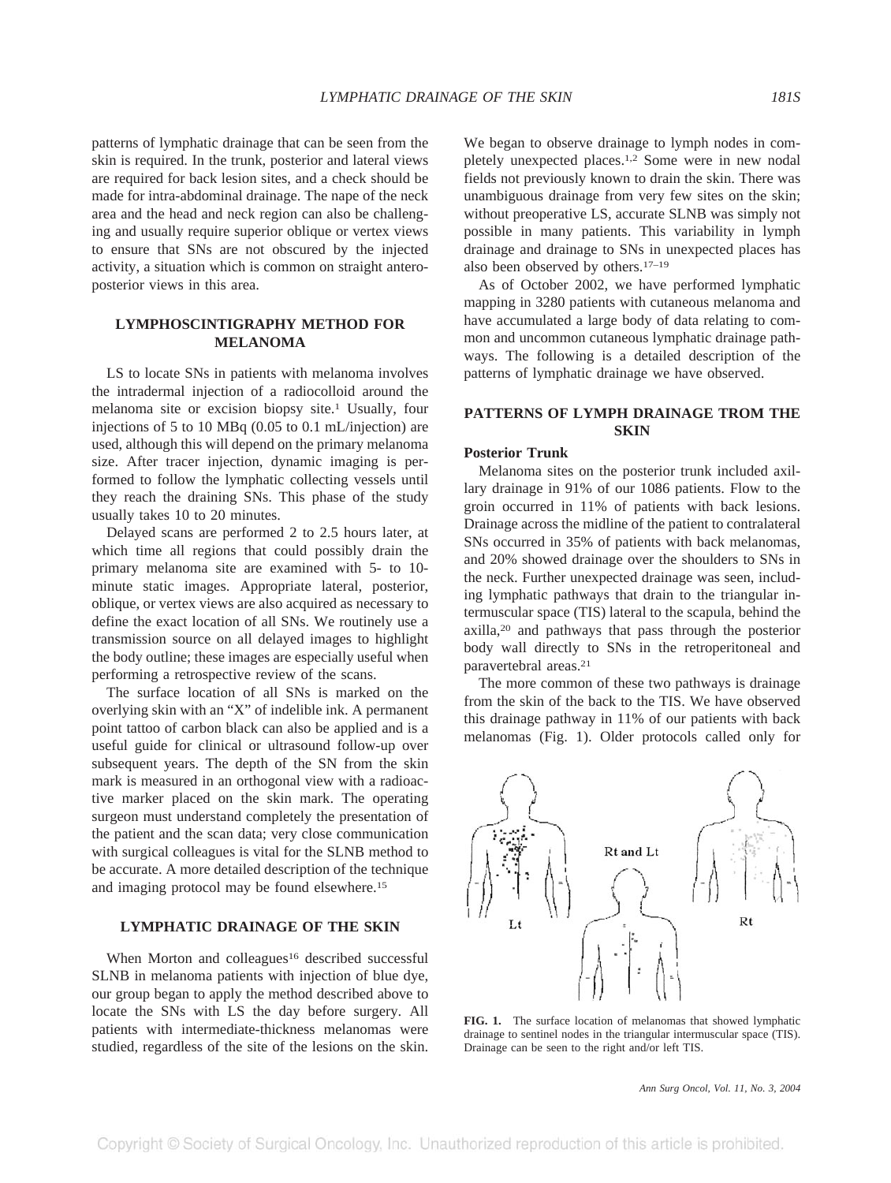patterns of lymphatic drainage that can be seen from the skin is required. In the trunk, posterior and lateral views are required for back lesion sites, and a check should be made for intra-abdominal drainage. The nape of the neck area and the head and neck region can also be challenging and usually require superior oblique or vertex views to ensure that SNs are not obscured by the injected activity, a situation which is common on straight anteroposterior views in this area.

## LYMPHOSCINTIGRAPHY METHOD FOR MELANOMA

LS to locate SNs in patients with melanoma involves the intradermal injection of a radiocolloid around the melanoma site or excision biopsy site.[1] Usually, four injections of 5 to 10 MBq (0.05 to 0.1 mL/injection) are used, although this will depend on the primary melanoma size. After tracer injection, dynamic imaging is performed to follow the lymphatic collecting vessels until they reach the draining SNs. This phase of the study usually takes 10 to 20 minutes.

Delayed scans are performed 2 to 2.5 hours later, at which time all regions that could possibly drain the primary melanoma site are examined with 5- to 10-minute static images. Appropriate lateral, posterior, oblique, or vertex views are also acquired as necessary to define the exact location of all SNs. We routinely use a transmission source on all delayed images to highlight the body outline; these images are especially useful when performing a retrospective review of the scans.

The surface location of all SNs is marked on the overlying skin with an "X" of indelible ink. A permanent point tattoo of carbon black can also be applied and is a useful guide for clinical or ultrasound follow-up over subsequent years. The depth of the SN from the skin mark is measured in an orthogonal view with a radioactive marker placed on the skin mark. The operating surgeon must understand completely the presentation of the patient and the scan data; very close communication with surgical colleagues is vital for the SLNB method to be accurate. A more detailed description of the technique and imaging protocol may be found elsewhere.[15]

## LYMPHATIC DRAINAGE OF THE SKIN

When Morton and colleagues[16] described successful SLNB in melanoma patients with injection of blue dye, our group began to apply the method described above to locate the SNs with LS the day before surgery. All patients with intermediate-thickness melanomas were studied, regardless of the site of the lesions on the skin. We began to observe drainage to lymph nodes in completely unexpected places.[1,2] Some were in new nodal fields not previously known to drain the skin. There was unambiguous drainage from very few sites on the skin; without preoperative LS, accurate SLNB was simply not possible in many patients. This variability in lymph drainage and drainage to SNs in unexpected places has also been observed by others.[17–19]

As of October 2002, we have performed lymphatic mapping in 3280 patients with cutaneous melanoma and have accumulated a large body of data relating to common and uncommon cutaneous lymphatic drainage pathways. The following is a detailed description of the patterns of lymphatic drainage we have observed.

## PATTERNS OF LYMPH DRAINAGE TROM THE SKIN

### Posterior Trunk

Melanoma sites on the posterior trunk included axillary drainage in 91% of our 1086 patients. Flow to the groin occurred in 11% of patients with back lesions. Drainage across the midline of the patient to contralateral SNs occurred in 35% of patients with back melanomas, and 20% showed drainage over the shoulders to SNs in the neck. Further unexpected drainage was seen, including lymphatic pathways that drain to the triangular intermuscular space (TIS) lateral to the scapula, behind the axilla,[20] and pathways that pass through the posterior body wall directly to SNs in the retroperitoneal and paravertebral areas.[21]

The more common of these two pathways is drainage from the skin of the back to the TIS. We have observed this drainage pathway in 11% of our patients with back melanomas (Fig. 1). Older protocols called only for

Lt

Rt and Lt

Rt

**FIG. 1.** The surface location of melanomas that showed lymphatic drainage to sentinel nodes in the triangular intermuscular space (TIS). Drainage can be seen to the right and/or left TIS.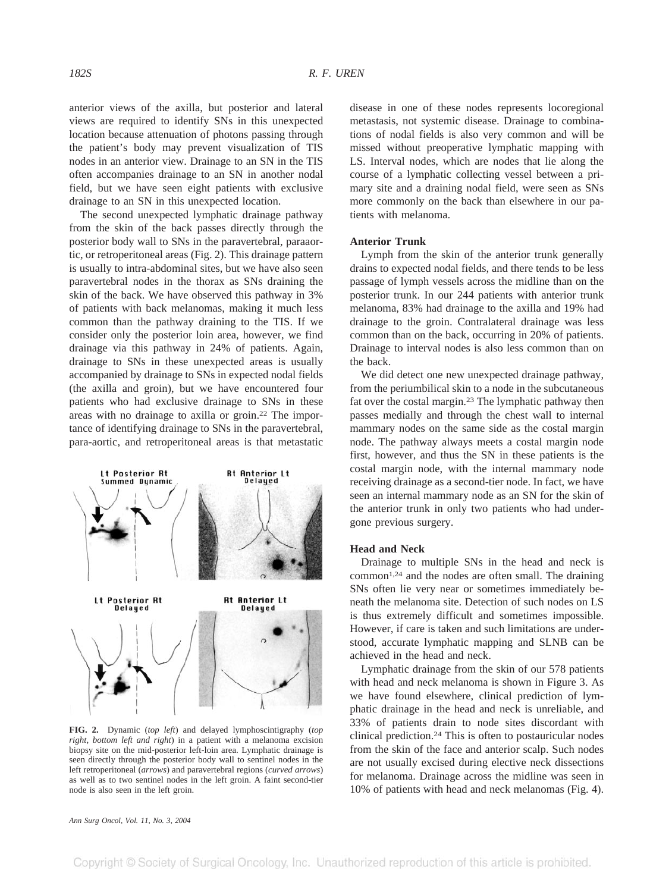anterior views of the axilla, but posterior and lateral views are required to identify SNs in this unexpected location because attenuation of photons passing through the patient's body may prevent visualization of TIS nodes in an anterior view. Drainage to an SN in the TIS often accompanies drainage to an SN in another nodal field, but we have seen eight patients with exclusive drainage to an SN in this unexpected location.

The second unexpected lymphatic drainage pathway from the skin of the back passes directly through the posterior body wall to SNs in the paravertebral, paraaortic, or retroperitoneal areas (Fig. 2). This drainage pattern is usually to intra-abdominal sites, but we have also seen paravertebral nodes in the thorax as SNs draining the skin of the back. We have observed this pathway in 3% of patients with back melanomas, making it much less common than the pathway draining to the TIS. If we consider only the posterior loin area, however, we find drainage via this pathway in 24% of patients. Again, drainage to SNs in these unexpected areas is usually accompanied by drainage to SNs in expected nodal fields (the axilla and groin), but we have encountered four patients who had exclusive drainage to SNs in these areas with no drainage to axilla or groin.[22] The importance of identifying drainage to SNs in the paravertebral, para-aortic, and retroperitoneal areas is that metastatic

**FIG. 2.** Dynamic (*top left*) and delayed lymphoscintigraphy (*top right, bottom left and right*) in a patient with a melanoma excision biopsy site on the mid-posterior left-loin area. Lymphatic drainage is seen directly through the posterior body wall to sentinel nodes in the left retroperitoneal (*arrows*) and paravertebral regions (*curved arrows*) as well as to two sentinel nodes in the left groin. A faint second-tier node is also seen in the left groin.

disease in one of these nodes represents locoregional metastasis, not systemic disease. Drainage to combinations of nodal fields is also very common and will be missed without preoperative lymphatic mapping with LS. Interval nodes, which are nodes that lie along the course of a lymphatic collecting vessel between a primary site and a draining nodal field, were seen as SNs more commonly on the back than elsewhere in our patients with melanoma.

### Anterior Trunk

Lymph from the skin of the anterior trunk generally drains to expected nodal fields, and there tends to be less passage of lymph vessels across the midline than on the posterior trunk. In our 244 patients with anterior trunk melanoma, 83% had drainage to the axilla and 19% had drainage to the groin. Contralateral drainage was less common than on the back, occurring in 20% of patients. Drainage to interval nodes is also less common than on the back.

We did detect one new unexpected drainage pathway, from the periumbilical skin to a node in the subcutaneous fat over the costal margin.[23] The lymphatic pathway then passes medially and through the chest wall to internal mammary nodes on the same side as the costal margin node. The pathway always meets a costal margin node first, however, and thus the SN in these patients is the costal margin node, with the internal mammary node receiving drainage as a second-tier node. In fact, we have seen an internal mammary node as an SN for the skin of the anterior trunk in only two patients who had undergone previous surgery.

### Head and Neck

Drainage to multiple SNs in the head and neck is common[1,24] and the nodes are often small. The draining SNs often lie very near or sometimes immediately beneath the melanoma site. Detection of such nodes on LS is thus extremely difficult and sometimes impossible. However, if care is taken and such limitations are understood, accurate lymphatic mapping and SLNB can be achieved in the head and neck.

Lymphatic drainage from the skin of our 578 patients with head and neck melanoma is shown in Figure 3. As we have found elsewhere, clinical prediction of lymphatic drainage in the head and neck is unreliable, and 33% of patients drain to node sites discordant with clinical prediction.[24] This is often to postauricular nodes from the skin of the face and anterior scalp. Such nodes are not usually excised during elective neck dissections for melanoma. Drainage across the midline was seen in 10% of patients with head and neck melanomas (Fig. 4).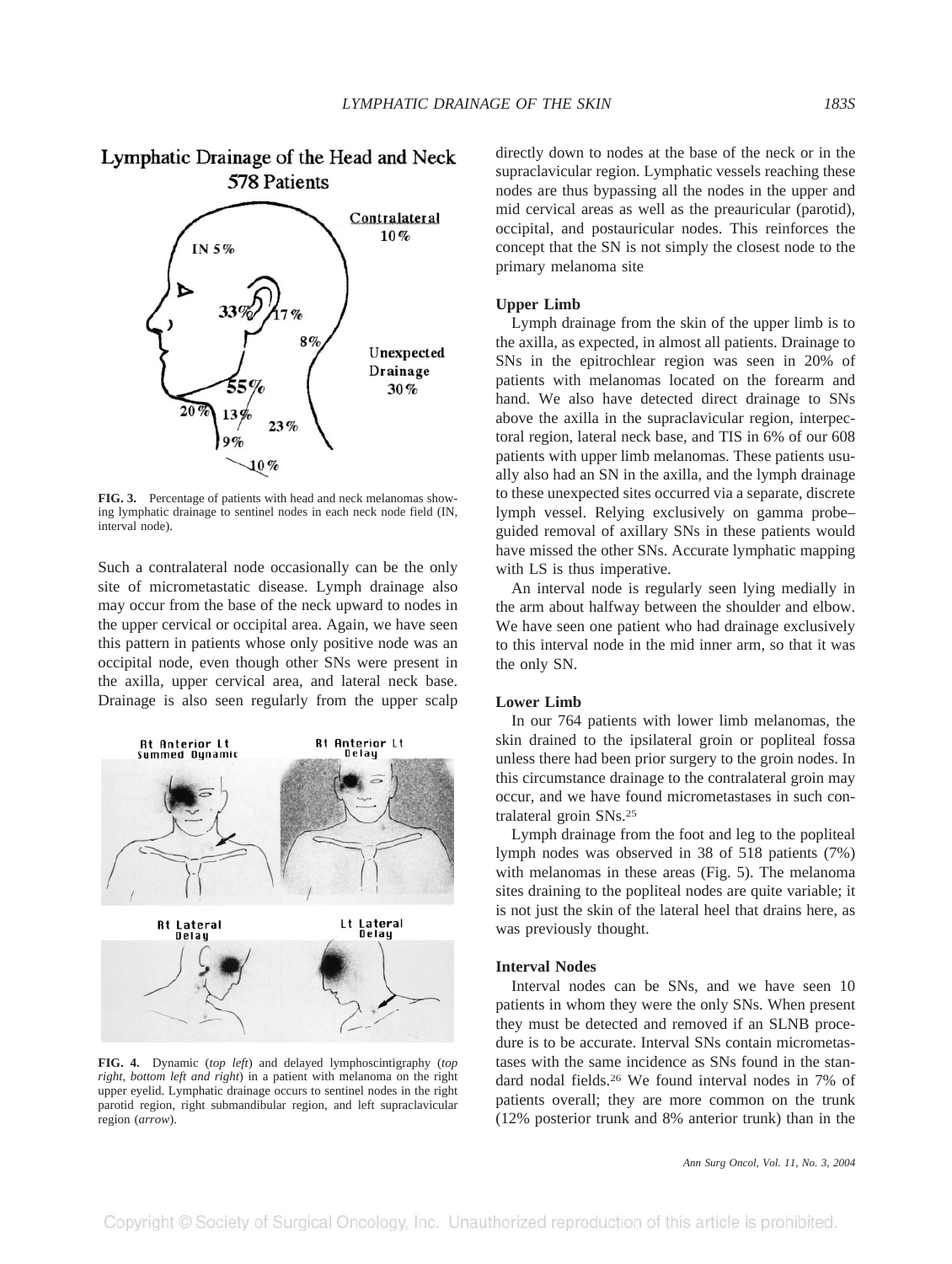Such a contralateral node occasionally can be the only site of micrometastatic disease. Lymph drainage also may occur from the base of the neck upward to nodes in the upper cervical or occipital area. Again, we have seen this pattern in patients whose only positive node was an occipital node, even though other SNs were present in the axilla, upper cervical area, and lateral neck base. Drainage is also seen regularly from the upper scalp directly down to nodes at the base of the neck or in the supraclavicular region. Lymphatic vessels reaching these nodes are thus bypassing all the nodes in the upper and mid cervical areas as well as the preauricular (parotid), occipital, and postauricular nodes. This reinforces the concept that the SN is not simply the closest node to the primary melanoma site

**FIG. 3.** Percentage of patients with head and neck melanomas showing lymphatic drainage to sentinel nodes in each neck node field (IN, interval node).

**FIG. 4.** Dynamic (*top left*) and delayed lymphoscintigraphy (*top right, bottom left and right*) in a patient with melanoma on the right upper eyelid. Lymphatic drainage occurs to sentinel nodes in the right parotid region, right submandibular region, and left supraclavicular region (*arrow*).

### Upper Limb

Lymph drainage from the skin of the upper limb is to the axilla, as expected, in almost all patients. Drainage to SNs in the epitrochlear region was seen in 20% of patients with melanomas located on the forearm and hand. We also have detected direct drainage to SNs above the axilla in the supraclavicular region, interpectoral region, lateral neck base, and TIS in 6% of our 608 patients with upper limb melanomas. These patients usually also had an SN in the axilla, and the lymph drainage to these unexpected sites occurred via a separate, discrete lymph vessel. Relying exclusively on gamma probe–guided removal of axillary SNs in these patients would have missed the other SNs. Accurate lymphatic mapping with LS is thus imperative.

An interval node is regularly seen lying medially in the arm about halfway between the shoulder and elbow. We have seen one patient who had drainage exclusively to this interval node in the mid inner arm, so that it was the only SN.

### Lower Limb

In our 764 patients with lower limb melanomas, the skin drained to the ipsilateral groin or popliteal fossa unless there had been prior surgery to the groin nodes. In this circumstance drainage to the contralateral groin may occur, and we have found micrometastases in such contralateral groin SNs.[25]

Lymph drainage from the foot and leg to the popliteal lymph nodes was observed in 38 of 518 patients (7%) with melanomas in these areas (Fig. 5). The melanoma sites draining to the popliteal nodes are quite variable; it is not just the skin of the lateral heel that drains here, as was previously thought.

### Interval Nodes

Interval nodes can be SNs, and we have seen 10 patients in whom they were the only SNs. When present they must be detected and removed if an SLNB procedure is to be accurate. Interval SNs contain micrometastases with the same incidence as SNs found in the standard nodal fields.[26] We found interval nodes in 7% of patients overall; they are more common on the trunk (12% posterior trunk and 8% anterior trunk) than in the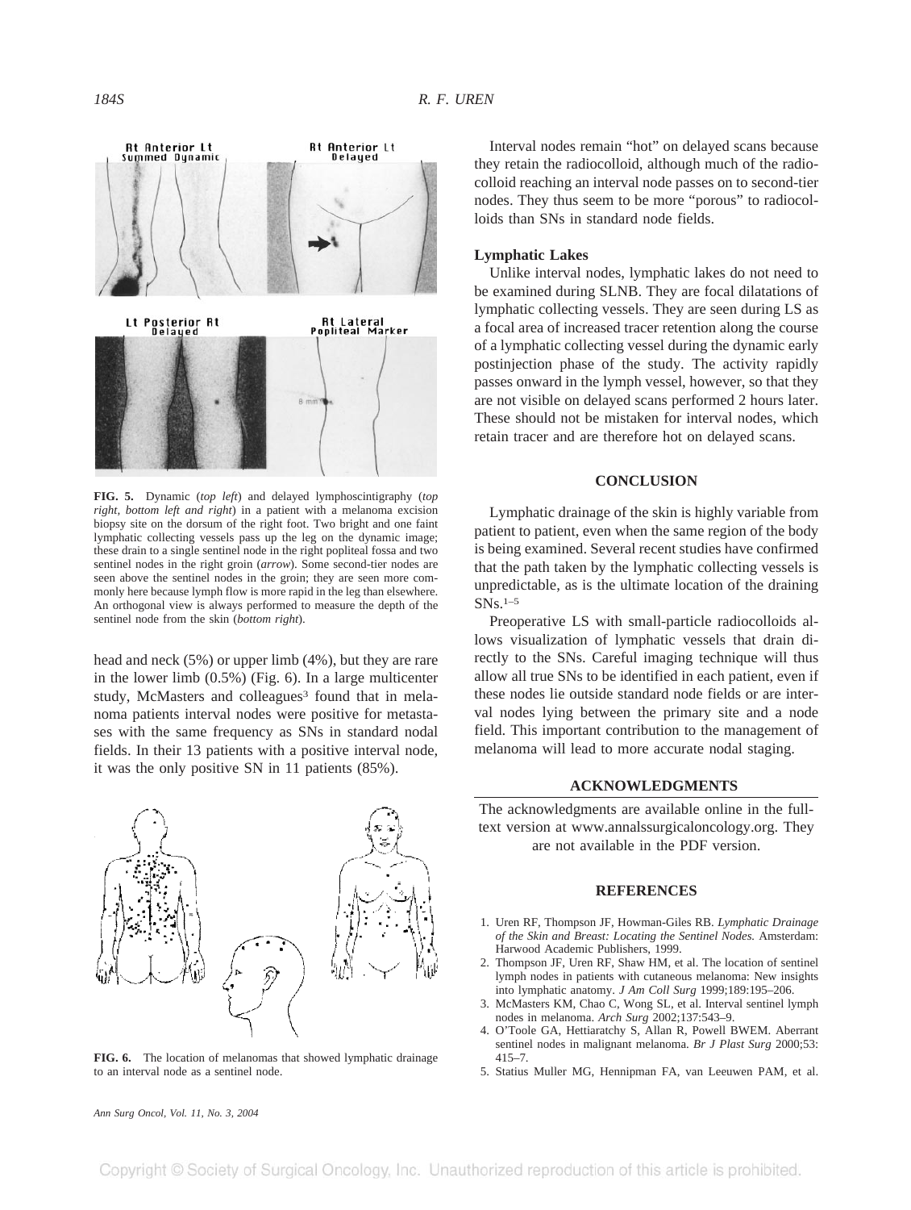FIG. 5. Dynamic (*top left*) and delayed lymphoscintigraphy (*top right, bottom left and right*) in a patient with a melanoma excision biopsy site on the dorsum of the right foot. Two bright and one faint lymphatic collecting vessels pass up the leg on the dynamic image; these drain to a single sentinel node in the right popliteal fossa and two sentinel nodes in the right groin (*arrow*). Some second-tier nodes are seen above the sentinel nodes in the groin; they are seen more commonly here because lymph flow is more rapid in the leg than elsewhere. An orthogonal view is always performed to measure the depth of the sentinel node from the skin (*bottom right*).

head and neck (5%) or upper limb (4%), but they are rare in the lower limb (0.5%) (Fig. 6). In a large multicenter study, McMasters and colleagues[3] found that in melanoma patients interval nodes were positive for metastases with the same frequency as SNs in standard nodal fields. In their 13 patients with a positive interval node, it was the only positive SN in 11 patients (85%).

FIG. 6. The location of melanomas that showed lymphatic drainage to an interval node as a sentinel node.

Interval nodes remain "hot" on delayed scans because they retain the radiocolloid, although much of the radiocolloid reaching an interval node passes on to second-tier nodes. They thus seem to be more "porous" to radiocolloids than SNs in standard node fields.

### Lymphatic Lakes

Unlike interval nodes, lymphatic lakes do not need to be examined during SLNB. They are focal dilatations of lymphatic collecting vessels. They are seen during LS as a focal area of increased tracer retention along the course of a lymphatic collecting vessel during the dynamic early postinjection phase of the study. The activity rapidly passes onward in the lymph vessel, however, so that they are not visible on delayed scans performed 2 hours later. These should not be mistaken for interval nodes, which retain tracer and are therefore hot on delayed scans.

## CONCLUSION

Lymphatic drainage of the skin is highly variable from patient to patient, even when the same region of the body is being examined. Several recent studies have confirmed that the path taken by the lymphatic collecting vessels is unpredictable, as is the ultimate location of the draining SNs.[1–5]

Preoperative LS with small-particle radiocolloids allows visualization of lymphatic vessels that drain directly to the SNs. Careful imaging technique will thus allow all true SNs to be identified in each patient, even if these nodes lie outside standard node fields or are interval nodes lying between the primary site and a node field. This important contribution to the management of melanoma will lead to more accurate nodal staging.

## ACKNOWLEDGMENTS

The acknowledgments are available online in the full-text version at www.annalssurgicaloncology.org. They are not available in the PDF version.

## REFERENCES

1. Uren RF, Thompson JF, Howman-Giles RB. *Lymphatic Drainage of the Skin and Breast: Locating the Sentinel Nodes.* Amsterdam: Harwood Academic Publishers, 1999.
2. Thompson JF, Uren RF, Shaw HM, et al. The location of sentinel lymph nodes in patients with cutaneous melanoma: New insights into lymphatic anatomy. *J Am Coll Surg* 1999;189:195–206.
3. McMasters KM, Chao C, Wong SL, et al. Interval sentinel lymph nodes in melanoma. *Arch Surg* 2002;137:543–9.
4. O'Toole GA, Hettiaratchy S, Allan R, Powell BWEM. Aberrant sentinel nodes in malignant melanoma. *Br J Plast Surg* 2000;53: 415–7.
5. Statius Muller MG, Hennipman FA, van Leeuwen PAM, et al.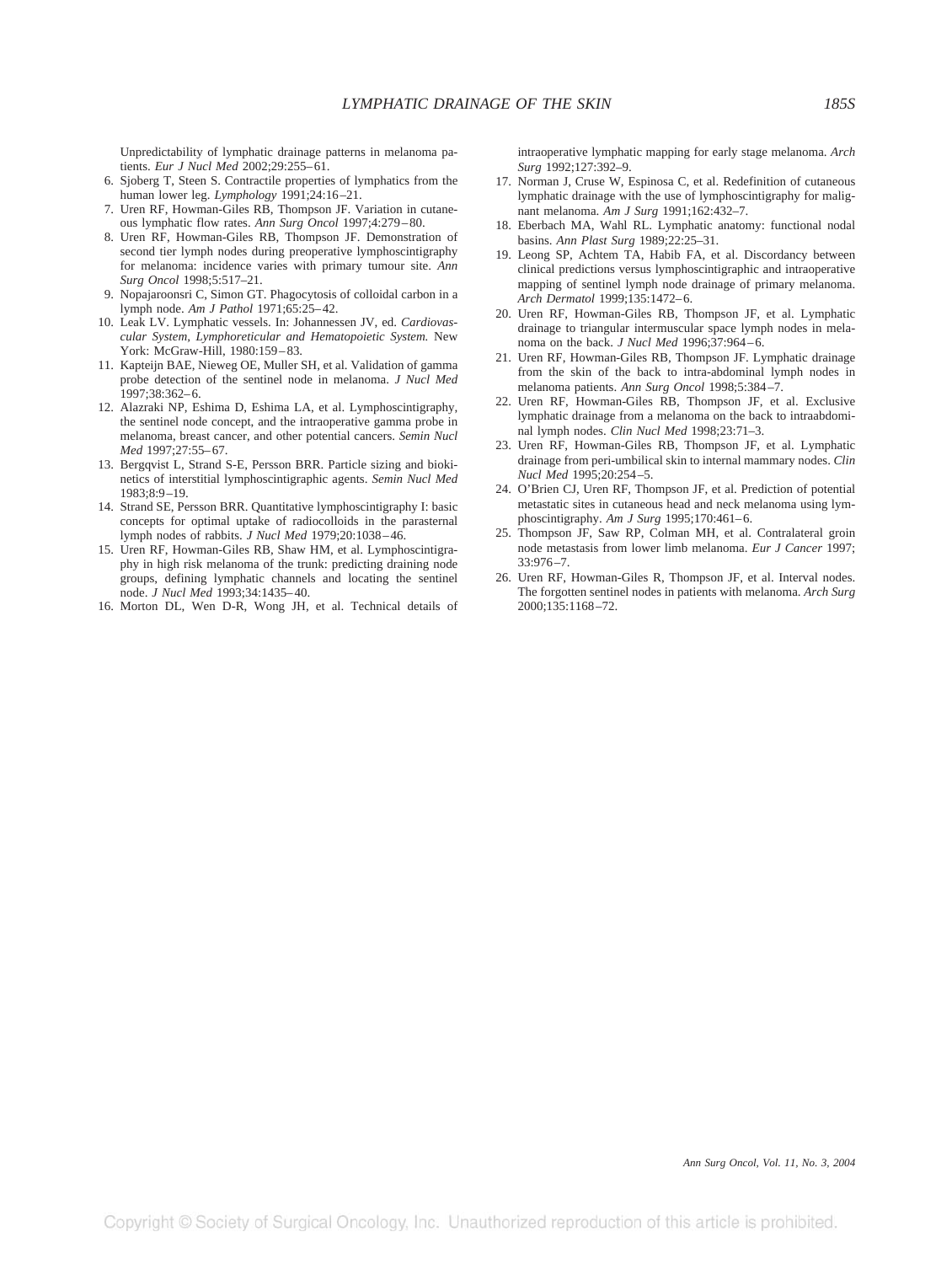Unpredictability of lymphatic drainage patterns in melanoma patients. *Eur J Nucl Med* 2002;29:255–61.

6. Sjoberg T, Steen S. Contractile properties of lymphatics from the human lower leg. *Lymphology* 1991;24:16–21.
7. Uren RF, Howman-Giles RB, Thompson JF. Variation in cutaneous lymphatic flow rates. *Ann Surg Oncol* 1997;4:279–80.
8. Uren RF, Howman-Giles RB, Thompson JF. Demonstration of second tier lymph nodes during preoperative lymphoscintigraphy for melanoma: incidence varies with primary tumour site. *Ann Surg Oncol* 1998;5:517–21.
9. Nopajaroonsri C, Simon GT. Phagocytosis of colloidal carbon in a lymph node. *Am J Pathol* 1971;65:25–42.
10. Leak LV. Lymphatic vessels. In: Johannessen JV, ed. *Cardiovascular System, Lymphoreticular and Hematopoietic System.* New York: McGraw-Hill, 1980:159–83.
11. Kapteijn BAE, Nieweg OE, Muller SH, et al. Validation of gamma probe detection of the sentinel node in melanoma. *J Nucl Med* 1997;38:362–6.
12. Alazraki NP, Eshima D, Eshima LA, et al. Lymphoscintigraphy, the sentinel node concept, and the intraoperative gamma probe in melanoma, breast cancer, and other potential cancers. *Semin Nucl Med* 1997;27:55–67.
13. Bergqvist L, Strand S-E, Persson BRR. Particle sizing and biokinetics of interstitial lymphoscintigraphic agents. *Semin Nucl Med* 1983;8:9–19.
14. Strand SE, Persson BRR. Quantitative lymphoscintigraphy I: basic concepts for optimal uptake of radiocolloids in the parasternal lymph nodes of rabbits. *J Nucl Med* 1979;20:1038–46.
15. Uren RF, Howman-Giles RB, Shaw HM, et al. Lymphoscintigraphy in high risk melanoma of the trunk: predicting draining node groups, defining lymphatic channels and locating the sentinel node. *J Nucl Med* 1993;34:1435–40.
16. Morton DL, Wen D-R, Wong JH, et al. Technical details of intraoperative lymphatic mapping for early stage melanoma. *Arch Surg* 1992;127:392–9.
17. Norman J, Cruse W, Espinosa C, et al. Redefinition of cutaneous lymphatic drainage with the use of lymphoscintigraphy for malignant melanoma. *Am J Surg* 1991;162:432–7.
18. Eberbach MA, Wahl RL. Lymphatic anatomy: functional nodal basins. *Ann Plast Surg* 1989;22:25–31.
19. Leong SP, Achtem TA, Habib FA, et al. Discordancy between clinical predictions versus lymphoscintigraphic and intraoperative mapping of sentinel lymph node drainage of primary melanoma. *Arch Dermatol* 1999;135:1472–6.
20. Uren RF, Howman-Giles RB, Thompson JF, et al. Lymphatic drainage to triangular intermuscular space lymph nodes in melanoma on the back. *J Nucl Med* 1996;37:964–6.
21. Uren RF, Howman-Giles RB, Thompson JF. Lymphatic drainage from the skin of the back to intra-abdominal lymph nodes in melanoma patients. *Ann Surg Oncol* 1998;5:384–7.
22. Uren RF, Howman-Giles RB, Thompson JF, et al. Exclusive lymphatic drainage from a melanoma on the back to intraabdominal lymph nodes. *Clin Nucl Med* 1998;23:71–3.
23. Uren RF, Howman-Giles RB, Thompson JF, et al. Lymphatic drainage from peri-umbilical skin to internal mammary nodes. *Clin Nucl Med* 1995;20:254–5.
24. O'Brien CJ, Uren RF, Thompson JF, et al. Prediction of potential metastatic sites in cutaneous head and neck melanoma using lymphoscintigraphy. *Am J Surg* 1995;170:461–6.
25. Thompson JF, Saw RP, Colman MH, et al. Contralateral groin node metastasis from lower limb melanoma. *Eur J Cancer* 1997;33:976–7.
26. Uren RF, Howman-Giles R, Thompson JF, et al. Interval nodes. The forgotten sentinel nodes in patients with melanoma. *Arch Surg* 2000;135:1168–72.

Copyright © Society of Surgical Oncology, Inc. Unauthorized reproduction of this article is prohibited.